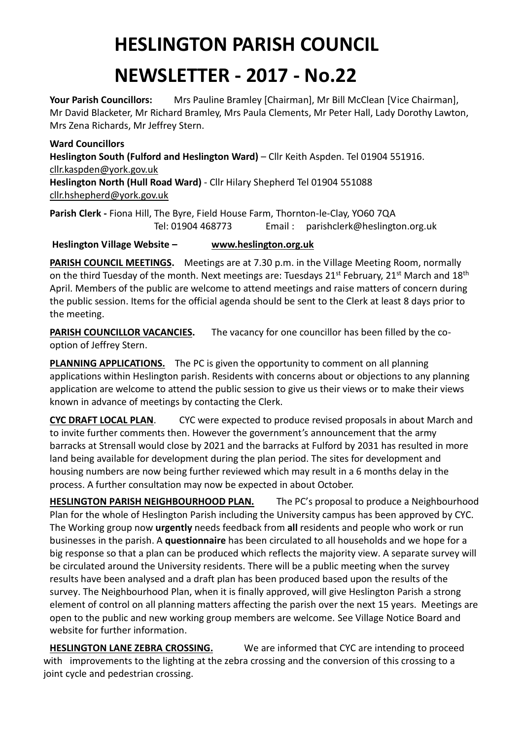# HESLINGTON PARISH COUNCIL

# NEWSLETTER - 2017 - No.22

**Your Parish Councillors:** Mrs Pauline Bramley [Chairman], Mr Bill McClean [Vice Chairman], Mr David Blacketer, Mr Richard Bramley, Mrs Paula Clements, Mr Peter Hall, Lady Dorothy Lawton, Mrs Zena Richards, Mr Jeffrey Stern.

**Ward Councillors**

**Heslington South (Fulford and Heslington Ward)** – Cllr Keith Aspden. Tel 01904 551916. cllr.kaspden@york.gov.uk

**Heslington North (Hull Road Ward)** - Cllr Hilary Shepherd Tel 01904 551088 cllr.hshepherd@york.gov.uk

**Parish Clerk -** Fiona Hill, The Byre, Field House Farm, Thornton-le-Clay, YO60 7QA
Tel: 01904 468773 Email : parishclerk@heslington.org.uk

**Heslington Village Website – www.heslington.org.uk**

**PARISH COUNCIL MEETINGS.** Meetings are at 7.30 p.m. in the Village Meeting Room, normally on the third Tuesday of the month. Next meetings are: Tuesdays 21st February, 21st March and 18th April. Members of the public are welcome to attend meetings and raise matters of concern during the public session. Items for the official agenda should be sent to the Clerk at least 8 days prior to the meeting.

**PARISH COUNCILLOR VACANCIES.** The vacancy for one councillor has been filled by the co-option of Jeffrey Stern.

**PLANNING APPLICATIONS.** The PC is given the opportunity to comment on all planning applications within Heslington parish. Residents with concerns about or objections to any planning application are welcome to attend the public session to give us their views or to make their views known in advance of meetings by contacting the Clerk.

**CYC DRAFT LOCAL PLAN**. CYC were expected to produce revised proposals in about March and to invite further comments then. However the government's announcement that the army barracks at Strensall would close by 2021 and the barracks at Fulford by 2031 has resulted in more land being available for development during the plan period. The sites for development and housing numbers are now being further reviewed which may result in a 6 months delay in the process. A further consultation may now be expected in about October.

**HESLINGTON PARISH NEIGHBOURHOOD PLAN.** The PC's proposal to produce a Neighbourhood Plan for the whole of Heslington Parish including the University campus has been approved by CYC. The Working group now **urgently** needs feedback from **all** residents and people who work or run businesses in the parish. A **questionnaire** has been circulated to all households and we hope for a big response so that a plan can be produced which reflects the majority view. A separate survey will be circulated around the University residents. There will be a public meeting when the survey results have been analysed and a draft plan has been produced based upon the results of the survey. The Neighbourhood Plan, when it is finally approved, will give Heslington Parish a strong element of control on all planning matters affecting the parish over the next 15 years. Meetings are open to the public and new working group members are welcome. See Village Notice Board and website for further information.

**HESLINGTON LANE ZEBRA CROSSING.** We are informed that CYC are intending to proceed with improvements to the lighting at the zebra crossing and the conversion of this crossing to a joint cycle and pedestrian crossing.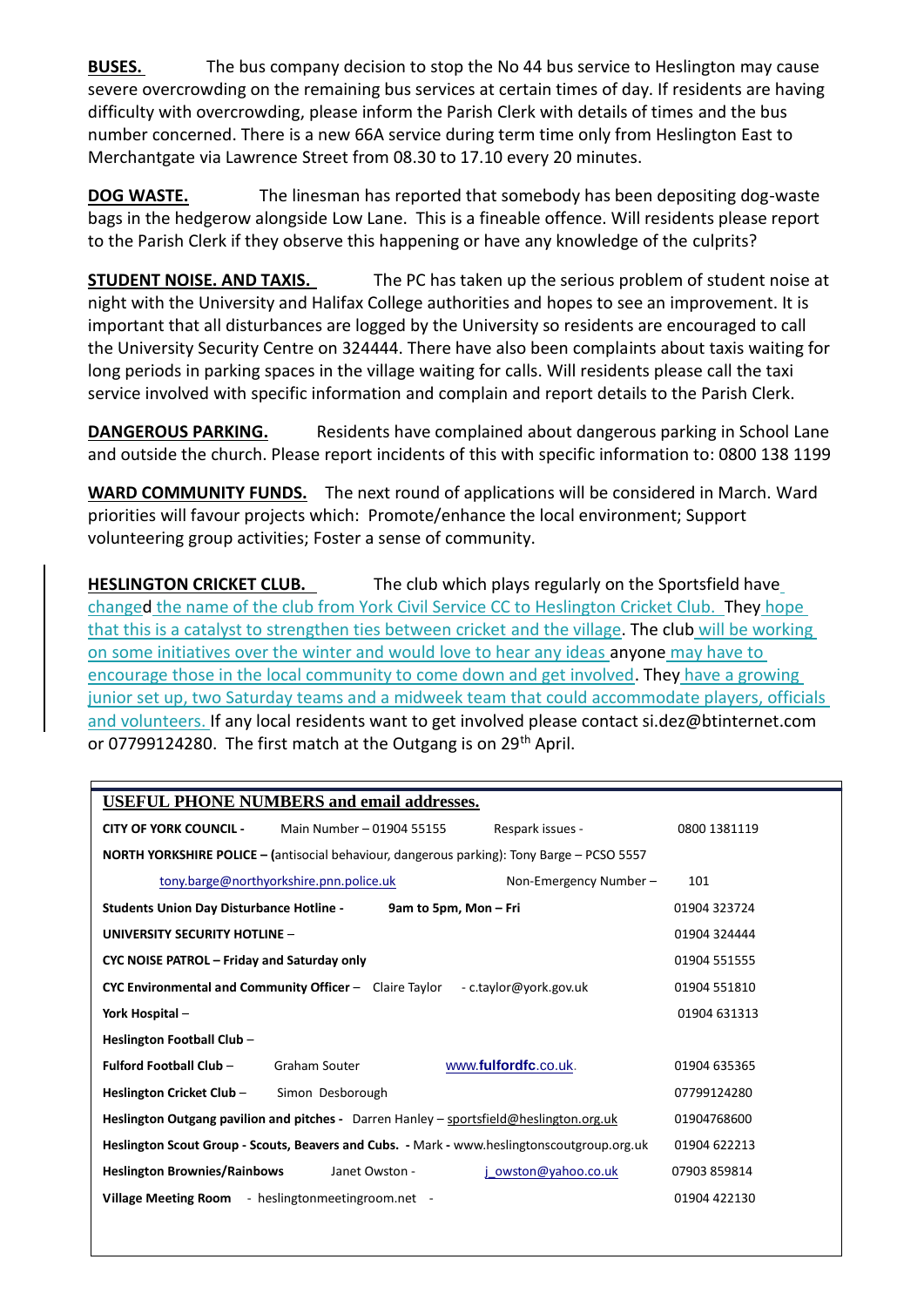**BUSES.** The bus company decision to stop the No 44 bus service to Heslington may cause severe overcrowding on the remaining bus services at certain times of day. If residents are having difficulty with overcrowding, please inform the Parish Clerk with details of times and the bus number concerned. There is a new 66A service during term time only from Heslington East to Merchantgate via Lawrence Street from 08.30 to 17.10 every 20 minutes.

**DOG WASTE.** The linesman has reported that somebody has been depositing dog-waste bags in the hedgerow alongside Low Lane. This is a fineable offence. Will residents please report to the Parish Clerk if they observe this happening or have any knowledge of the culprits?

**STUDENT NOISE. AND TAXIS.** The PC has taken up the serious problem of student noise at night with the University and Halifax College authorities and hopes to see an improvement. It is important that all disturbances are logged by the University so residents are encouraged to call the University Security Centre on 324444. There have also been complaints about taxis waiting for long periods in parking spaces in the village waiting for calls. Will residents please call the taxi service involved with specific information and complain and report details to the Parish Clerk.

**DANGEROUS PARKING.** Residents have complained about dangerous parking in School Lane and outside the church. Please report incidents of this with specific information to: 0800 138 1199

**WARD COMMUNITY FUNDS.** The next round of applications will be considered in March. Ward priorities will favour projects which: Promote/enhance the local environment; Support volunteering group activities; Foster a sense of community.

**HESLINGTON CRICKET CLUB.** The club which plays regularly on the Sportsfield have changed the name of the club from York Civil Service CC to Heslington Cricket Club. They hope that this is a catalyst to strengthen ties between cricket and the village. The club will be working on some initiatives over the winter and would love to hear any ideas anyone may have to encourage those in the local community to come down and get involved. They have a growing junior set up, two Saturday teams and a midweek team that could accommodate players, officials and volunteers. If any local residents want to get involved please contact si.dez@btinternet.com or 07799124280. The first match at the Outgang is on 29th April.

## USEFUL PHONE NUMBERS and email addresses.

| | | |
|---|---|---|
| **CITY OF YORK COUNCIL -** Main Number – 01904 55155 | Respark issues - | 0800 1381119 |
| **NORTH YORKSHIRE POLICE – (**antisocial behaviour, dangerous parking): Tony Barge – PCSO 5557 | | |
| tony.barge@northyorkshire.pnn.police.uk | Non-Emergency Number – | 101 |
| **Students Union Day Disturbance Hotline -** | **9am to 5pm, Mon – Fri** | 01904 323724 |
| **UNIVERSITY SECURITY HOTLINE –** | | 01904 324444 |
| **CYC NOISE PATROL – Friday and Saturday only** | | 01904 551555 |
| **CYC Environmental and Community Officer –** Claire Taylor | - c.taylor@york.gov.uk | 01904 551810 |
| **York Hospital –** | | 01904 631313 |
| **Heslington Football Club –** | | |
| **Fulford Football Club –** Graham Souter | www.fulfordfc.co.uk. | 01904 635365 |
| **Heslington Cricket Club –** Simon Desborough | | 07799124280 |
| **Heslington Outgang pavilion and pitches -** Darren Hanley – sportsfield@heslington.org.uk | | 01904768600 |
| **Heslington Scout Group - Scouts, Beavers and Cubs. -** Mark - www.heslingtonscoutgroup.org.uk | | 01904 622213 |
| **Heslington Brownies/Rainbows** Janet Owston - | j_owston@yahoo.co.uk | 07903 859814 |
| **Village Meeting Room** - heslingtonmeetingroom.net - | | 01904 422130 |